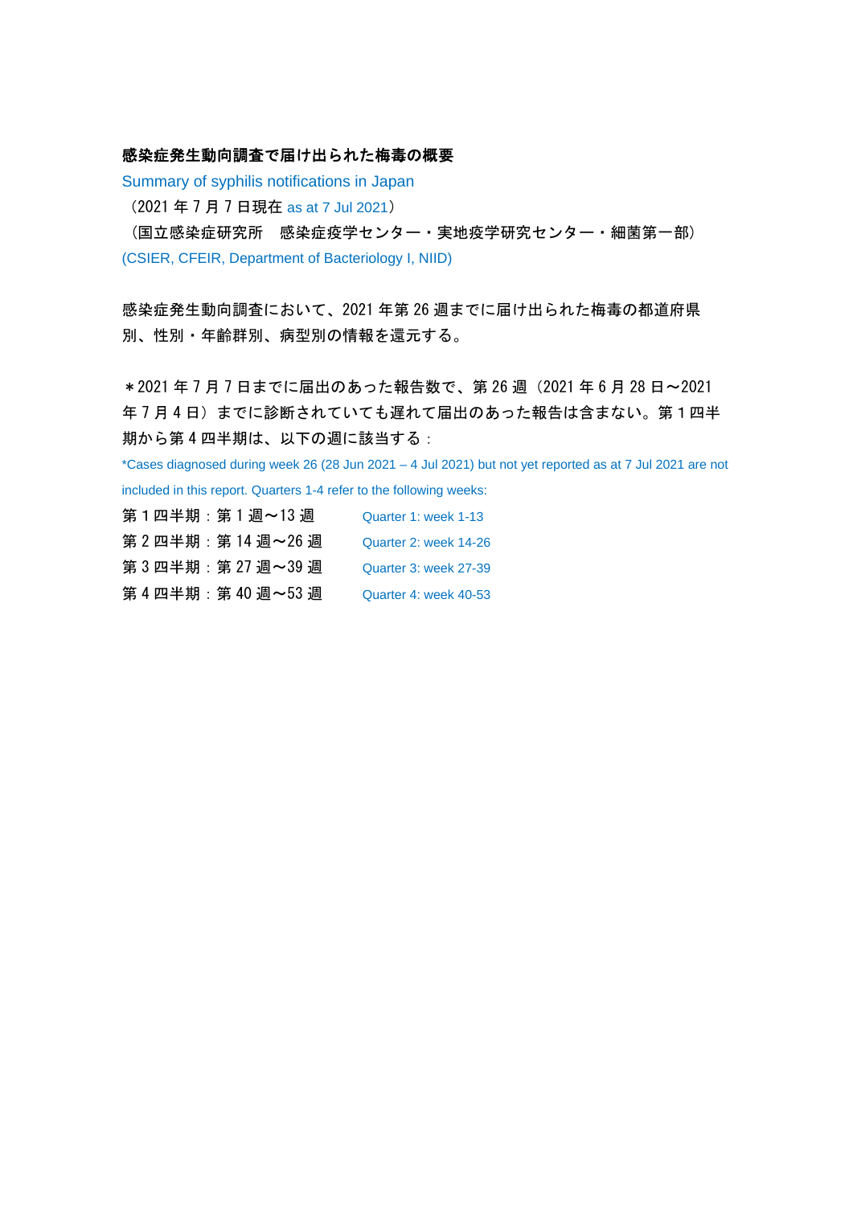**感染症発生動向調査で届け出られた梅毒の概要**

Summary of syphilis notifications in Japan

（2021 年 7 月 7 日現在 as at 7 Jul 2021）

（国立感染症研究所　感染症疫学センター・実地疫学研究センター・細菌第一部）

(CSIER, CFEIR, Department of Bacteriology I, NIID)

感染症発生動向調査において、2021 年第 26 週までに届け出られた梅毒の都道府県別、性別・年齢群別、病型別の情報を還元する。

＊2021 年 7 月 7 日までに届出のあった報告数で、第 26 週（2021 年 6 月 28 日～2021 年 7 月 4 日）までに診断されていても遅れて届出のあった報告は含まない。第 1 四半期から第 4 四半期は、以下の週に該当する：

*Cases diagnosed during week 26 (28 Jun 2021 – 4 Jul 2021) but not yet reported as at 7 Jul 2021 are not included in this report. Quarters 1-4 refer to the following weeks:

第 1 四半期：第 1 週～13 週　Quarter 1: week 1-13

第 2 四半期：第 14 週～26 週　Quarter 2: week 14-26

第 3 四半期：第 27 週～39 週　Quarter 3: week 27-39

第 4 四半期：第 40 週～53 週　Quarter 4: week 40-53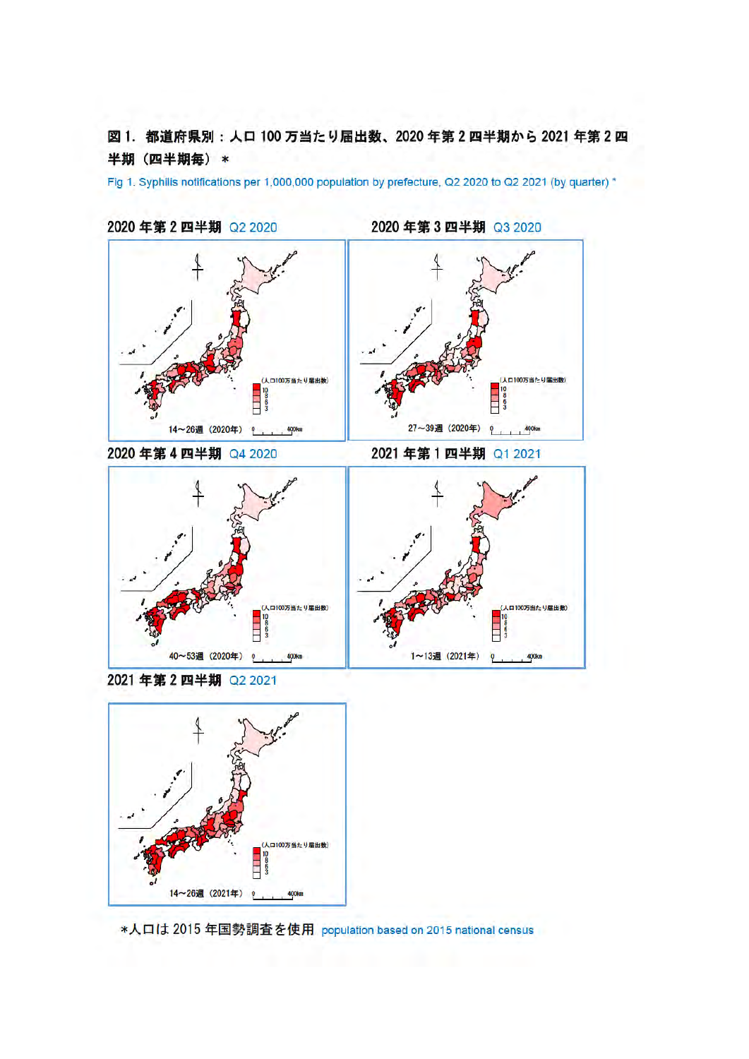**図 1. 都道府県別：人口 100 万当たり届出数、2020 年第 2 四半期から 2021 年第 2 四半期（四半期毎）＊**

Fig 1. Syphilis notifications per 1,000,000 population by prefecture, Q2 2020 to Q2 2021 (by quarter) *

2020 年第 2 四半期 Q2 2020

(人口100万当たり届出数) 10 8 6 3

14～26週（2020年） 0 400km

2020 年第 3 四半期 Q3 2020

(人口100万当たり届出数) 10 8 6 3

27～39週（2020年） 0 400km

2020 年第 4 四半期 Q4 2020

(人口100万当たり届出数) 10 8 6 3

40～53週（2020年） 0 400km

2021 年第 1 四半期 Q1 2021

(人口100万当たり届出数) 10 8 6 3

1～13週（2021年） 0 400km

2021 年第 2 四半期 Q2 2021

(人口100万当たり届出数) 10 8 6 3

14～26週（2021年） 0 400km

＊人口は 2015 年国勢調査を使用 population based on 2015 national census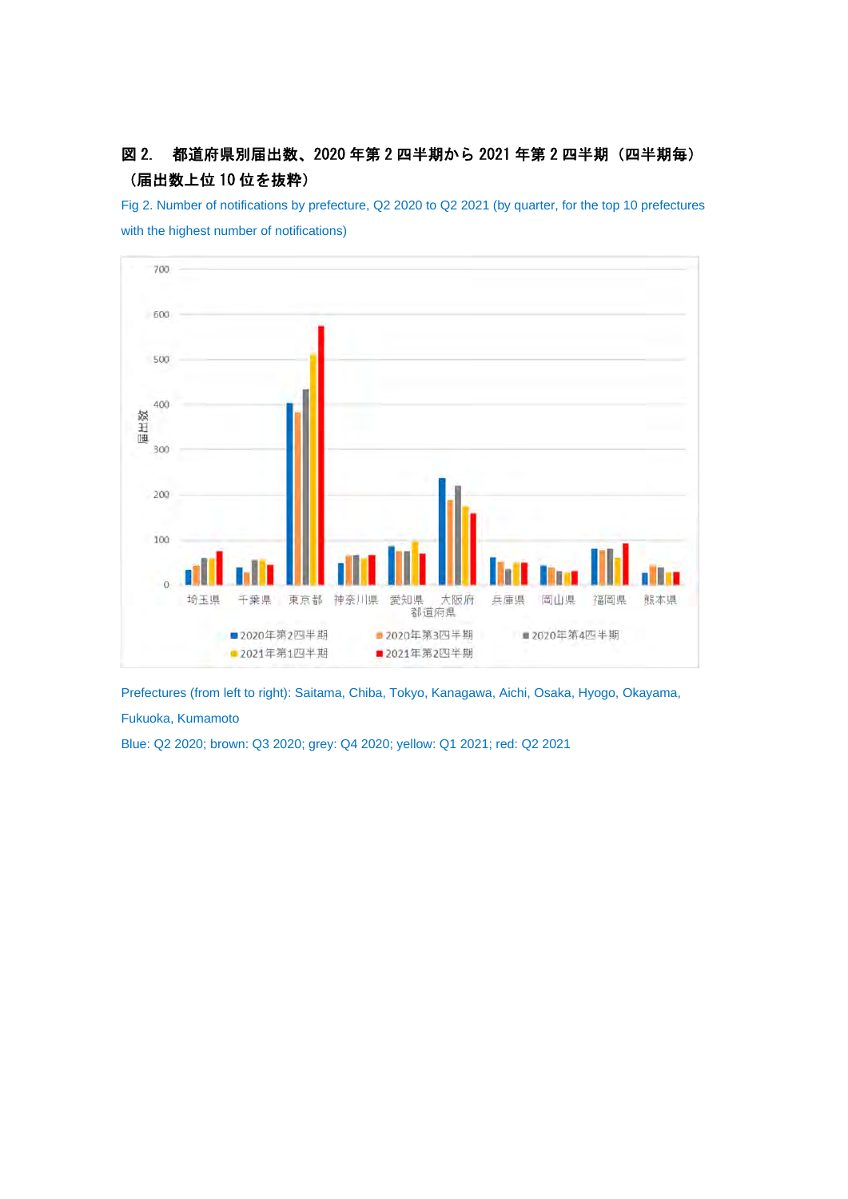**図 2.　都道府県別届出数、2020 年第 2 四半期から 2021 年第 2 四半期（四半期毎）（届出数上位 10 位を抜粋）**

Fig 2. Number of notifications by prefecture, Q2 2020 to Q2 2021 (by quarter, for the top 10 prefectures with the highest number of notifications)

Prefectures (from left to right): Saitama, Chiba, Tokyo, Kanagawa, Aichi, Osaka, Hyogo, Okayama, Fukuoka, Kumamoto

Blue: Q2 2020; brown: Q3 2020; grey: Q4 2020; yellow: Q1 2021; red: Q2 2021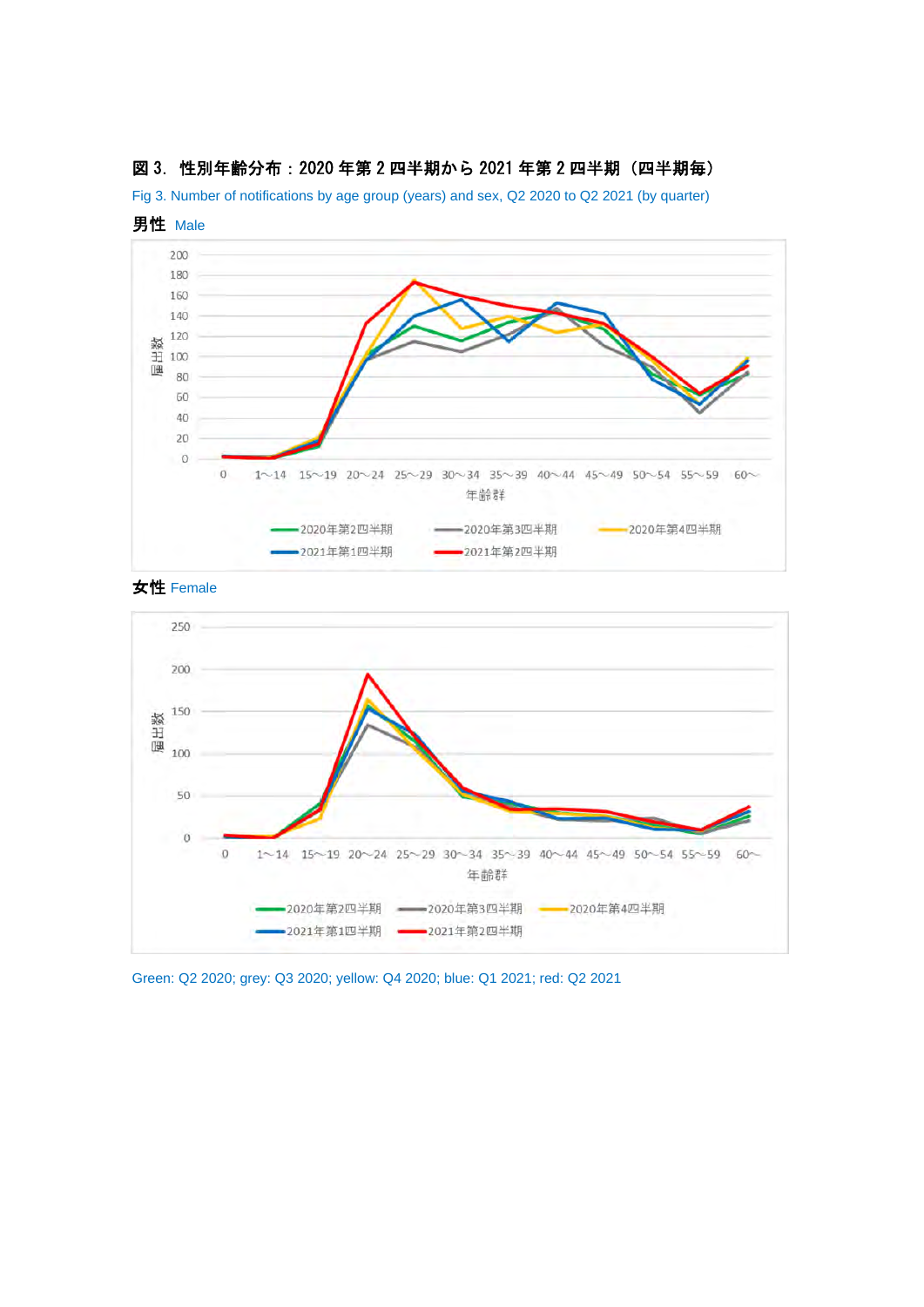## 図 3. 性別年齢分布：2020 年第 2 四半期から 2021 年第 2 四半期（四半期毎）

Fig 3. Number of notifications by age group (years) and sex, Q2 2020 to Q2 2021 (by quarter)

**男性** Male

**女性** Female

Green: Q2 2020; grey: Q3 2020; yellow: Q4 2020; blue: Q1 2021; red: Q2 2021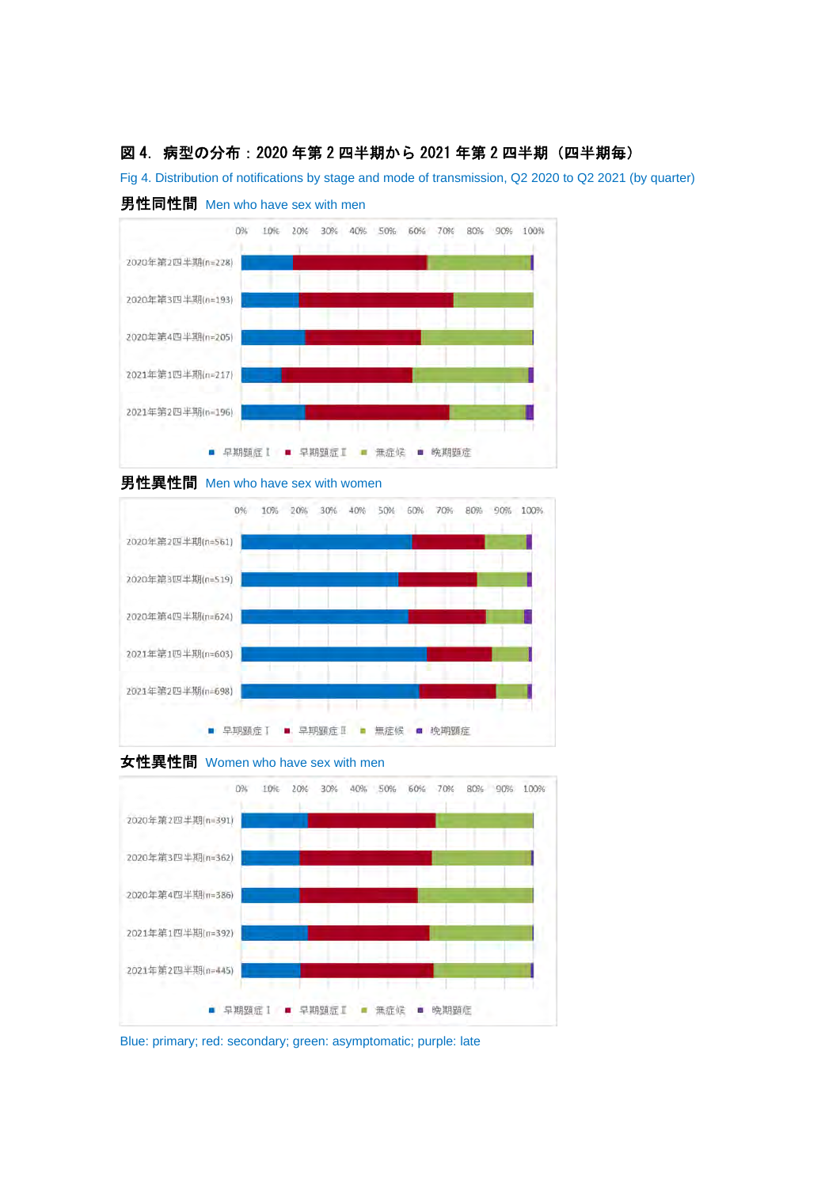## 図 4. 病型の分布：2020 年第 2 四半期から 2021 年第 2 四半期（四半期毎）

Fig 4. Distribution of notifications by stage and mode of transmission, Q2 2020 to Q2 2021 (by quarter)

### 男性同性間 Men who have sex with men

0% 10% 20% 30% 40% 50% 60% 70% 80% 90% 100%

2020年第2四半期(n=228)

2020年第3四半期(n=193)

2020年第4四半期(n=205)

2021年第1四半期(n=217)

2021年第2四半期(n=196)

■ 早期顕症Ⅰ ■ 早期顕症Ⅱ ■ 無症候 ■ 晩期顕症

### 男性異性間 Men who have sex with women

0% 10% 20% 30% 40% 50% 60% 70% 80% 90% 100%

2020年第2四半期(n=561)

2020年第3四半期(n=519)

2020年第4四半期(n=624)

2021年第1四半期(n=603)

2021年第2四半期(n=698)

■ 早期顕症Ⅰ ■ 早期顕症Ⅱ ■ 無症候 ■ 晩期顕症

### 女性異性間 Women who have sex with men

0% 10% 20% 30% 40% 50% 60% 70% 80% 90% 100%

2020年第2四半期(n=391)

2020年第3四半期(n=362)

2020年第4四半期(n=386)

2021年第1四半期(n=392)

2021年第2四半期(n=445)

■ 早期顕症Ⅰ ■ 早期顕症Ⅱ ■ 無症候 ■ 晩期顕症

Blue: primary; red: secondary; green: asymptomatic; purple: late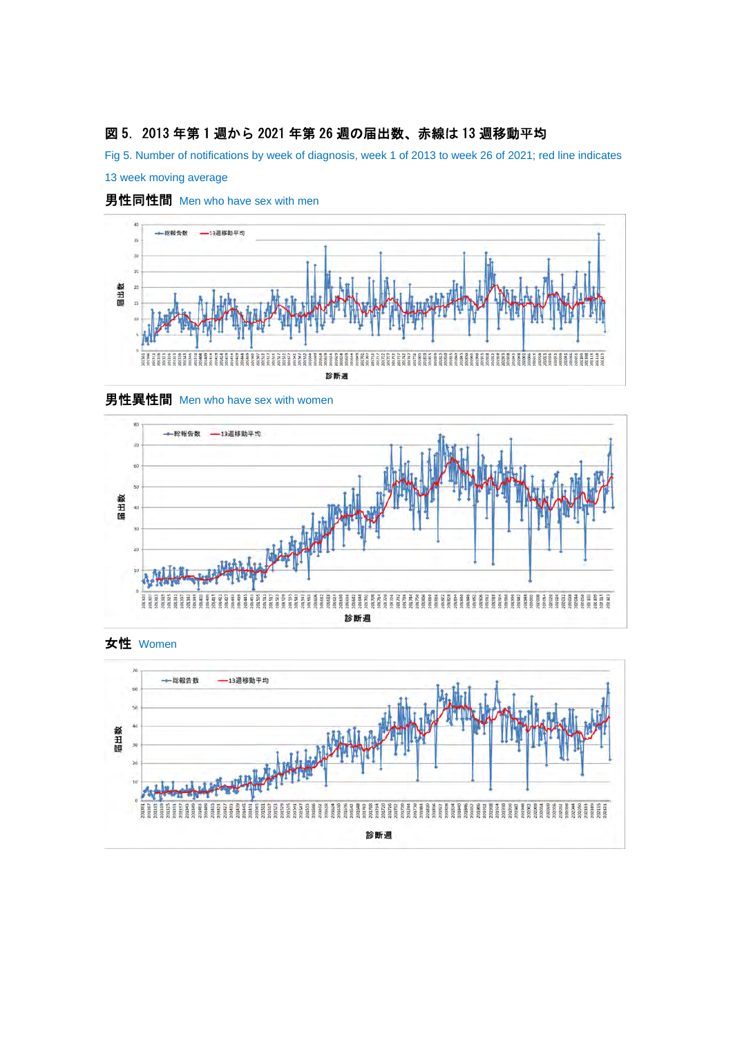## 図 5. 2013 年第 1 週から 2021 年第 26 週の届出数、赤線は 13 週移動平均

Fig 5. Number of notifications by week of diagnosis, week 1 of 2013 to week 26 of 2021; red line indicates 13 week moving average

### 男性同性間 Men who have sex with men

### 男性異性間 Men who have sex with women

### 女性 Women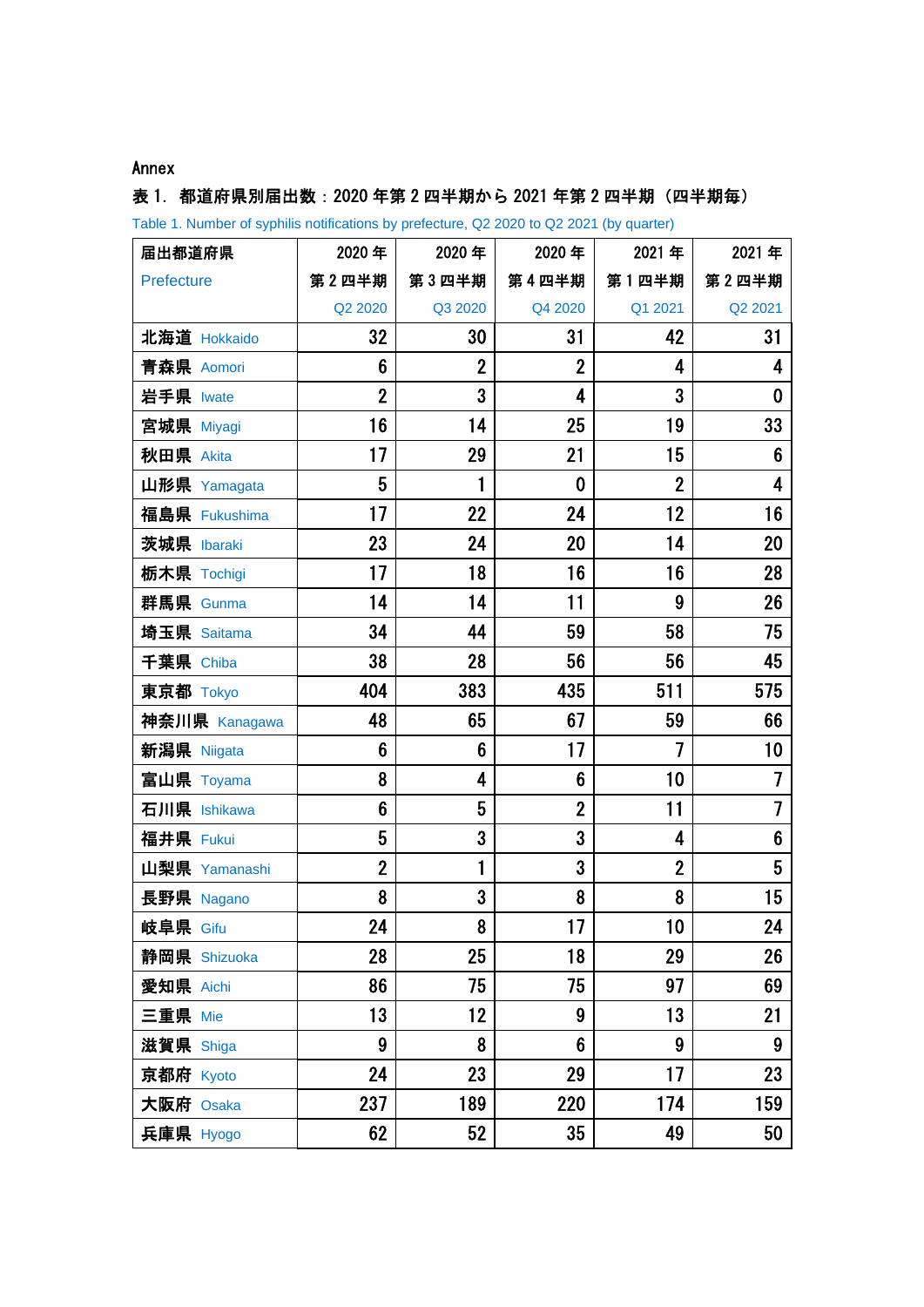Annex

表 1. 都道府県別届出数：2020 年第 2 四半期から 2021 年第 2 四半期（四半期毎）

Table 1. Number of syphilis notifications by prefecture, Q2 2020 to Q2 2021 (by quarter)

| 届出都道府県 Prefecture | 2020 年 第 2 四半期 Q2 2020 | 2020 年 第 3 四半期 Q3 2020 | 2020 年 第 4 四半期 Q4 2020 | 2021 年 第 1 四半期 Q1 2021 | 2021 年 第 2 四半期 Q2 2021 |
|---|---|---|---|---|---|
| 北海道 Hokkaido | 32 | 30 | 31 | 42 | 31 |
| 青森県 Aomori | 6 | 2 | 2 | 4 | 4 |
| 岩手県 Iwate | 2 | 3 | 4 | 3 | 0 |
| 宮城県 Miyagi | 16 | 14 | 25 | 19 | 33 |
| 秋田県 Akita | 17 | 29 | 21 | 15 | 6 |
| 山形県 Yamagata | 5 | 1 | 0 | 2 | 4 |
| 福島県 Fukushima | 17 | 22 | 24 | 12 | 16 |
| 茨城県 Ibaraki | 23 | 24 | 20 | 14 | 20 |
| 栃木県 Tochigi | 17 | 18 | 16 | 16 | 28 |
| 群馬県 Gunma | 14 | 14 | 11 | 9 | 26 |
| 埼玉県 Saitama | 34 | 44 | 59 | 58 | 75 |
| 千葉県 Chiba | 38 | 28 | 56 | 56 | 45 |
| 東京都 Tokyo | 404 | 383 | 435 | 511 | 575 |
| 神奈川県 Kanagawa | 48 | 65 | 67 | 59 | 66 |
| 新潟県 Niigata | 6 | 6 | 17 | 7 | 10 |
| 富山県 Toyama | 8 | 4 | 6 | 10 | 7 |
| 石川県 Ishikawa | 6 | 5 | 2 | 11 | 7 |
| 福井県 Fukui | 5 | 3 | 3 | 4 | 6 |
| 山梨県 Yamanashi | 2 | 1 | 3 | 2 | 5 |
| 長野県 Nagano | 8 | 3 | 8 | 8 | 15 |
| 岐阜県 Gifu | 24 | 8 | 17 | 10 | 24 |
| 静岡県 Shizuoka | 28 | 25 | 18 | 29 | 26 |
| 愛知県 Aichi | 86 | 75 | 75 | 97 | 69 |
| 三重県 Mie | 13 | 12 | 9 | 13 | 21 |
| 滋賀県 Shiga | 9 | 8 | 6 | 9 | 9 |
| 京都府 Kyoto | 24 | 23 | 29 | 17 | 23 |
| 大阪府 Osaka | 237 | 189 | 220 | 174 | 159 |
| 兵庫県 Hyogo | 62 | 52 | 35 | 49 | 50 |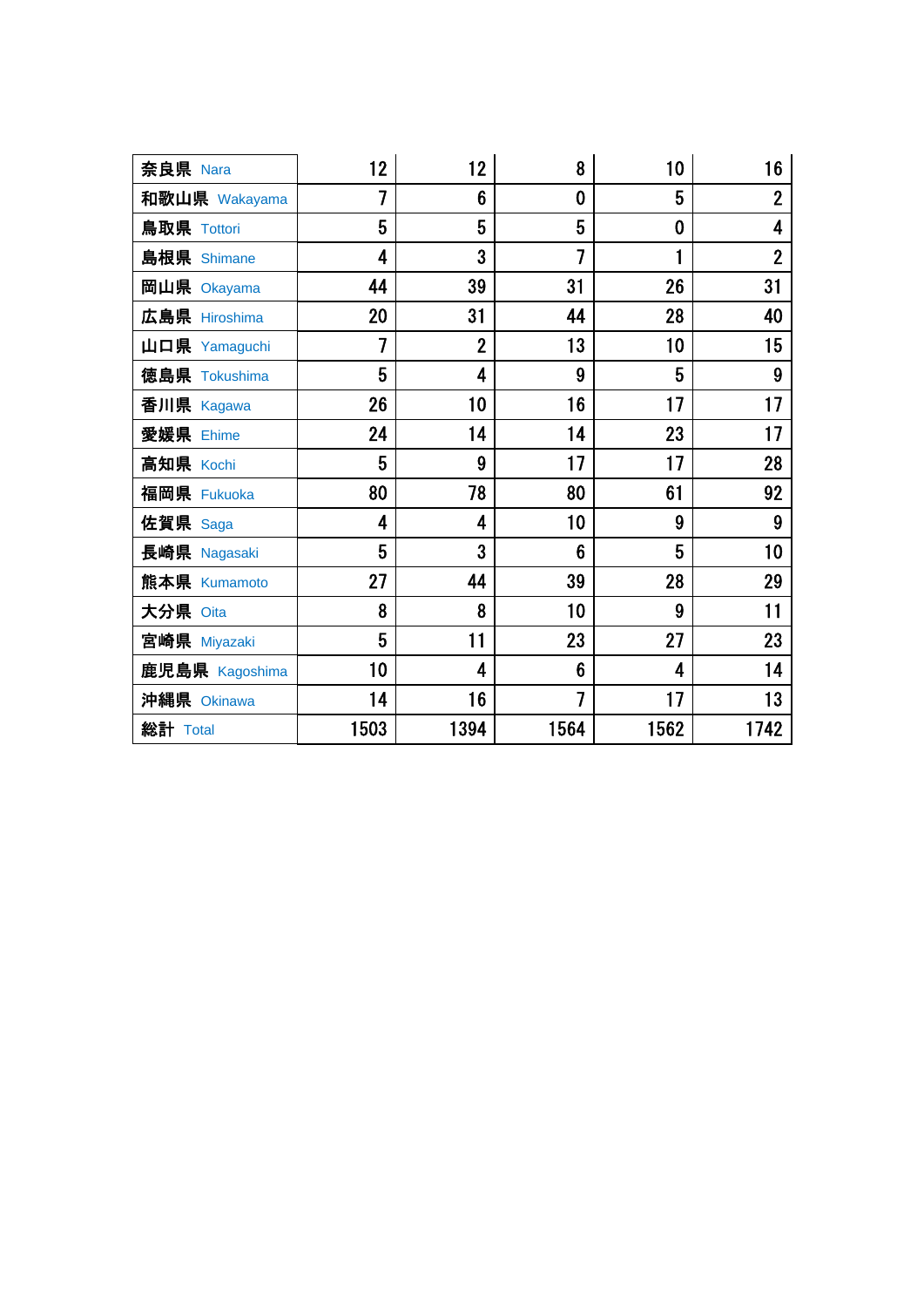| 奈良県 Nara | 12 | 12 | 8 | 10 | 16 |
|---|---|---|---|---|---|
| 和歌山県 Wakayama | 7 | 6 | 0 | 5 | 2 |
| 鳥取県 Tottori | 5 | 5 | 5 | 0 | 4 |
| 島根県 Shimane | 4 | 3 | 7 | 1 | 2 |
| 岡山県 Okayama | 44 | 39 | 31 | 26 | 31 |
| 広島県 Hiroshima | 20 | 31 | 44 | 28 | 40 |
| 山口県 Yamaguchi | 7 | 2 | 13 | 10 | 15 |
| 徳島県 Tokushima | 5 | 4 | 9 | 5 | 9 |
| 香川県 Kagawa | 26 | 10 | 16 | 17 | 17 |
| 愛媛県 Ehime | 24 | 14 | 14 | 23 | 17 |
| 高知県 Kochi | 5 | 9 | 17 | 17 | 28 |
| 福岡県 Fukuoka | 80 | 78 | 80 | 61 | 92 |
| 佐賀県 Saga | 4 | 4 | 10 | 9 | 9 |
| 長崎県 Nagasaki | 5 | 3 | 6 | 5 | 10 |
| 熊本県 Kumamoto | 27 | 44 | 39 | 28 | 29 |
| 大分県 Oita | 8 | 8 | 10 | 9 | 11 |
| 宮崎県 Miyazaki | 5 | 11 | 23 | 27 | 23 |
| 鹿児島県 Kagoshima | 10 | 4 | 6 | 4 | 14 |
| 沖縄県 Okinawa | 14 | 16 | 7 | 17 | 13 |
| 総計 Total | 1503 | 1394 | 1564 | 1562 | 1742 |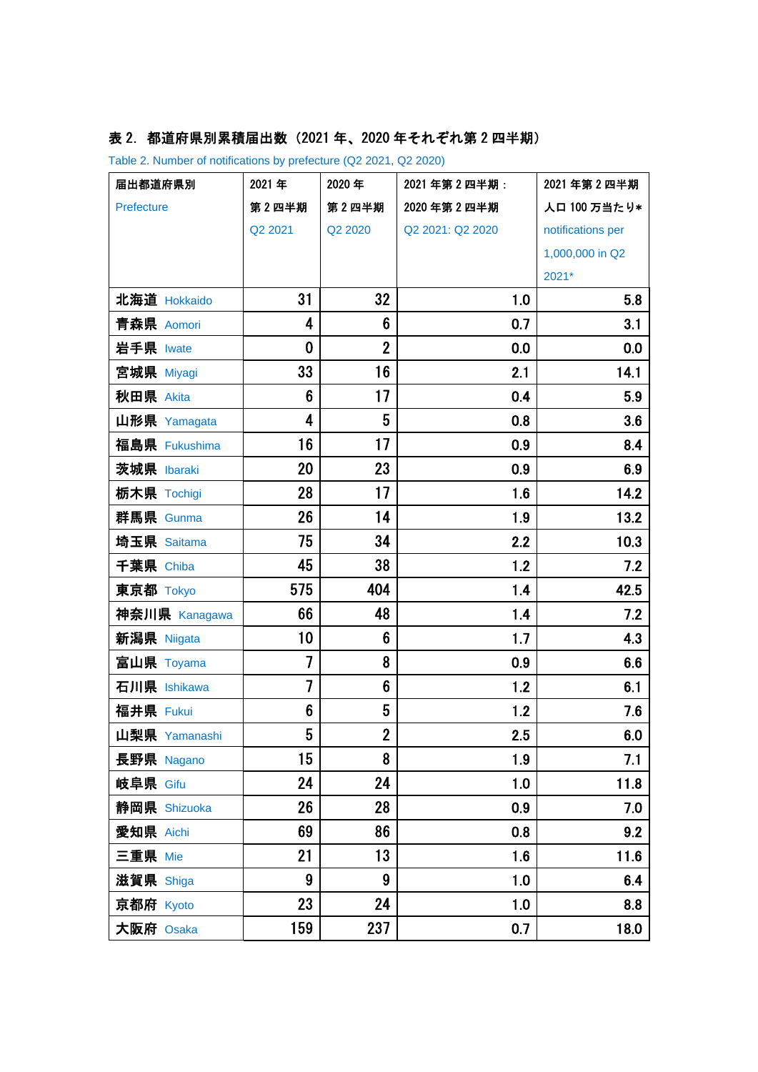表 2. 都道府県別累積届出数（2021 年、2020 年それぞれ第 2 四半期）

Table 2. Number of notifications by prefecture (Q2 2021, Q2 2020)

| 届出都道府県別 Prefecture | 2021 年 第 2 四半期 Q2 2021 | 2020 年 第 2 四半期 Q2 2020 | 2021 年第 2 四半期：2020 年第 2 四半期 Q2 2021: Q2 2020 | 2021 年第 2 四半期 人口 100 万当たり* notifications per 1,000,000 in Q2 2021* |
|---|---|---|---|---|
| 北海道 Hokkaido | 31 | 32 | 1.0 | 5.8 |
| 青森県 Aomori | 4 | 6 | 0.7 | 3.1 |
| 岩手県 Iwate | 0 | 2 | 0.0 | 0.0 |
| 宮城県 Miyagi | 33 | 16 | 2.1 | 14.1 |
| 秋田県 Akita | 6 | 17 | 0.4 | 5.9 |
| 山形県 Yamagata | 4 | 5 | 0.8 | 3.6 |
| 福島県 Fukushima | 16 | 17 | 0.9 | 8.4 |
| 茨城県 Ibaraki | 20 | 23 | 0.9 | 6.9 |
| 栃木県 Tochigi | 28 | 17 | 1.6 | 14.2 |
| 群馬県 Gunma | 26 | 14 | 1.9 | 13.2 |
| 埼玉県 Saitama | 75 | 34 | 2.2 | 10.3 |
| 千葉県 Chiba | 45 | 38 | 1.2 | 7.2 |
| 東京都 Tokyo | 575 | 404 | 1.4 | 42.5 |
| 神奈川県 Kanagawa | 66 | 48 | 1.4 | 7.2 |
| 新潟県 Niigata | 10 | 6 | 1.7 | 4.3 |
| 富山県 Toyama | 7 | 8 | 0.9 | 6.6 |
| 石川県 Ishikawa | 7 | 6 | 1.2 | 6.1 |
| 福井県 Fukui | 6 | 5 | 1.2 | 7.6 |
| 山梨県 Yamanashi | 5 | 2 | 2.5 | 6.0 |
| 長野県 Nagano | 15 | 8 | 1.9 | 7.1 |
| 岐阜県 Gifu | 24 | 24 | 1.0 | 11.8 |
| 静岡県 Shizuoka | 26 | 28 | 0.9 | 7.0 |
| 愛知県 Aichi | 69 | 86 | 0.8 | 9.2 |
| 三重県 Mie | 21 | 13 | 1.6 | 11.6 |
| 滋賀県 Shiga | 9 | 9 | 1.0 | 6.4 |
| 京都府 Kyoto | 23 | 24 | 1.0 | 8.8 |
| 大阪府 Osaka | 159 | 237 | 0.7 | 18.0 |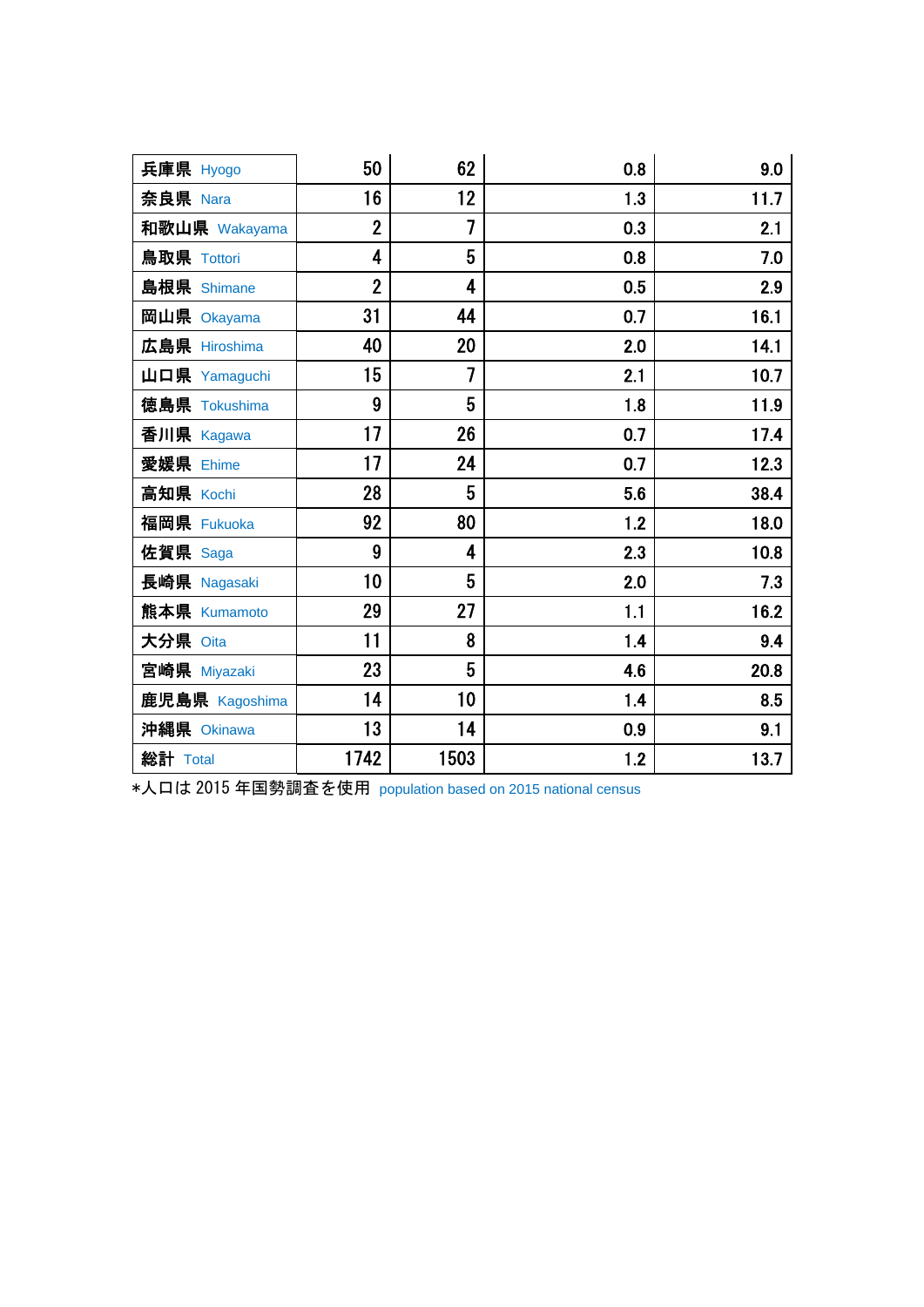| | | | | |
|---|---|---|---|---|
| 兵庫県 Hyogo | 50 | 62 | 0.8 | 9.0 |
| 奈良県 Nara | 16 | 12 | 1.3 | 11.7 |
| 和歌山県 Wakayama | 2 | 7 | 0.3 | 2.1 |
| 鳥取県 Tottori | 4 | 5 | 0.8 | 7.0 |
| 島根県 Shimane | 2 | 4 | 0.5 | 2.9 |
| 岡山県 Okayama | 31 | 44 | 0.7 | 16.1 |
| 広島県 Hiroshima | 40 | 20 | 2.0 | 14.1 |
| 山口県 Yamaguchi | 15 | 7 | 2.1 | 10.7 |
| 徳島県 Tokushima | 9 | 5 | 1.8 | 11.9 |
| 香川県 Kagawa | 17 | 26 | 0.7 | 17.4 |
| 愛媛県 Ehime | 17 | 24 | 0.7 | 12.3 |
| 高知県 Kochi | 28 | 5 | 5.6 | 38.4 |
| 福岡県 Fukuoka | 92 | 80 | 1.2 | 18.0 |
| 佐賀県 Saga | 9 | 4 | 2.3 | 10.8 |
| 長崎県 Nagasaki | 10 | 5 | 2.0 | 7.3 |
| 熊本県 Kumamoto | 29 | 27 | 1.1 | 16.2 |
| 大分県 Oita | 11 | 8 | 1.4 | 9.4 |
| 宮崎県 Miyazaki | 23 | 5 | 4.6 | 20.8 |
| 鹿児島県 Kagoshima | 14 | 10 | 1.4 | 8.5 |
| 沖縄県 Okinawa | 13 | 14 | 0.9 | 9.1 |
| 総計 Total | 1742 | 1503 | 1.2 | 13.7 |

*人口は 2015 年国勢調査を使用 population based on 2015 national census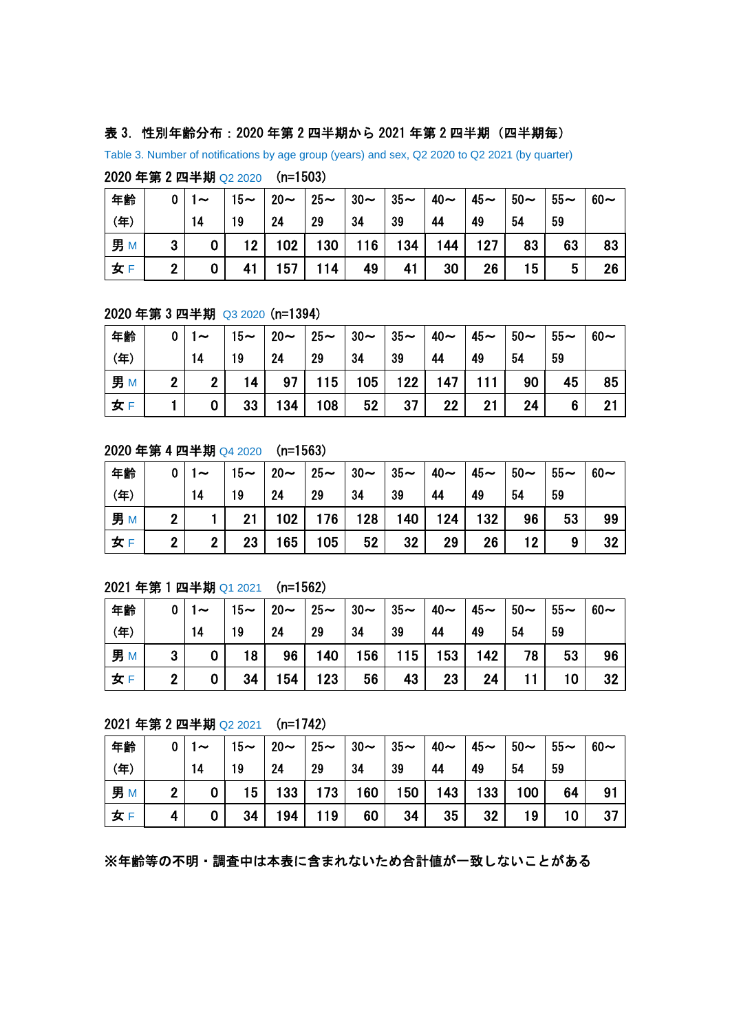**表 3. 性別年齢分布：2020 年第 2 四半期から 2021 年第 2 四半期（四半期毎）**

Table 3. Number of notifications by age group (years) and sex, Q2 2020 to Q2 2021 (by quarter)

**2020 年第 2 四半期** Q2 2020 (n=1503)

| 年齢 (年) | 0 | 1～14 | 15～19 | 20～24 | 25～29 | 30～34 | 35～39 | 40～44 | 45～49 | 50～54 | 55～59 | 60～ |
|---|---|---|---|---|---|---|---|---|---|---|---|---|
| 男 M | 3 | 0 | 12 | 102 | 130 | 116 | 134 | 144 | 127 | 83 | 63 | 83 |
| 女 F | 2 | 0 | 41 | 157 | 114 | 49 | 41 | 30 | 26 | 15 | 5 | 26 |

**2020 年第 3 四半期** Q3 2020 (n=1394)

| 年齢 (年) | 0 | 1～14 | 15～19 | 20～24 | 25～29 | 30～34 | 35～39 | 40～44 | 45～49 | 50～54 | 55～59 | 60～ |
|---|---|---|---|---|---|---|---|---|---|---|---|---|
| 男 M | 2 | 2 | 14 | 97 | 115 | 105 | 122 | 147 | 111 | 90 | 45 | 85 |
| 女 F | 1 | 0 | 33 | 134 | 108 | 52 | 37 | 22 | 21 | 24 | 6 | 21 |

**2020 年第 4 四半期** Q4 2020 (n=1563)

| 年齢 (年) | 0 | 1～14 | 15～19 | 20～24 | 25～29 | 30～34 | 35～39 | 40～44 | 45～49 | 50～54 | 55～59 | 60～ |
|---|---|---|---|---|---|---|---|---|---|---|---|---|
| 男 M | 2 | 1 | 21 | 102 | 176 | 128 | 140 | 124 | 132 | 96 | 53 | 99 |
| 女 F | 2 | 2 | 23 | 165 | 105 | 52 | 32 | 29 | 26 | 12 | 9 | 32 |

**2021 年第 1 四半期** Q1 2021 (n=1562)

| 年齢 (年) | 0 | 1～14 | 15～19 | 20～24 | 25～29 | 30～34 | 35～39 | 40～44 | 45～49 | 50～54 | 55～59 | 60～ |
|---|---|---|---|---|---|---|---|---|---|---|---|---|
| 男 M | 3 | 0 | 18 | 96 | 140 | 156 | 115 | 153 | 142 | 78 | 53 | 96 |
| 女 F | 2 | 0 | 34 | 154 | 123 | 56 | 43 | 23 | 24 | 11 | 10 | 32 |

**2021 年第 2 四半期** Q2 2021 (n=1742)

| 年齢 (年) | 0 | 1～14 | 15～19 | 20～24 | 25～29 | 30～34 | 35～39 | 40～44 | 45～49 | 50～54 | 55～59 | 60～ |
|---|---|---|---|---|---|---|---|---|---|---|---|---|
| 男 M | 2 | 0 | 15 | 133 | 173 | 160 | 150 | 143 | 133 | 100 | 64 | 91 |
| 女 F | 4 | 0 | 34 | 194 | 119 | 60 | 34 | 35 | 32 | 19 | 10 | 37 |

**※年齢等の不明・調査中は本表に含まれないため合計値が一致しないことがある**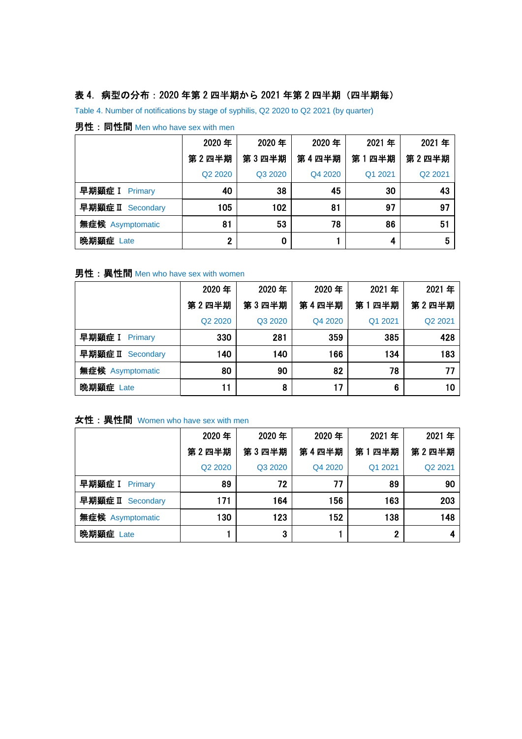**表 4. 病型の分布：2020 年第 2 四半期から 2021 年第 2 四半期（四半期毎）**

Table 4. Number of notifications by stage of syphilis, Q2 2020 to Q2 2021 (by quarter)

**男性：同性間** Men who have sex with men

| | 2020 年 第 2 四半期 Q2 2020 | 2020 年 第 3 四半期 Q3 2020 | 2020 年 第 4 四半期 Q4 2020 | 2021 年 第 1 四半期 Q1 2021 | 2021 年 第 2 四半期 Q2 2021 |
|---|---|---|---|---|---|
| 早期顕症Ⅰ Primary | 40 | 38 | 45 | 30 | 43 |
| 早期顕症Ⅱ Secondary | 105 | 102 | 81 | 97 | 97 |
| 無症候 Asymptomatic | 81 | 53 | 78 | 86 | 51 |
| 晩期顕症 Late | 2 | 0 | 1 | 4 | 5 |

**男性：異性間** Men who have sex with women

| | 2020 年 第 2 四半期 Q2 2020 | 2020 年 第 3 四半期 Q3 2020 | 2020 年 第 4 四半期 Q4 2020 | 2021 年 第 1 四半期 Q1 2021 | 2021 年 第 2 四半期 Q2 2021 |
|---|---|---|---|---|---|
| 早期顕症Ⅰ Primary | 330 | 281 | 359 | 385 | 428 |
| 早期顕症Ⅱ Secondary | 140 | 140 | 166 | 134 | 183 |
| 無症候 Asymptomatic | 80 | 90 | 82 | 78 | 77 |
| 晩期顕症 Late | 11 | 8 | 17 | 6 | 10 |

**女性：異性間** Women who have sex with men

| | 2020 年 第 2 四半期 Q2 2020 | 2020 年 第 3 四半期 Q3 2020 | 2020 年 第 4 四半期 Q4 2020 | 2021 年 第 1 四半期 Q1 2021 | 2021 年 第 2 四半期 Q2 2021 |
|---|---|---|---|---|---|
| 早期顕症Ⅰ Primary | 89 | 72 | 77 | 89 | 90 |
| 早期顕症Ⅱ Secondary | 171 | 164 | 156 | 163 | 203 |
| 無症候 Asymptomatic | 130 | 123 | 152 | 138 | 148 |
| 晩期顕症 Late | 1 | 3 | 1 | 2 | 4 |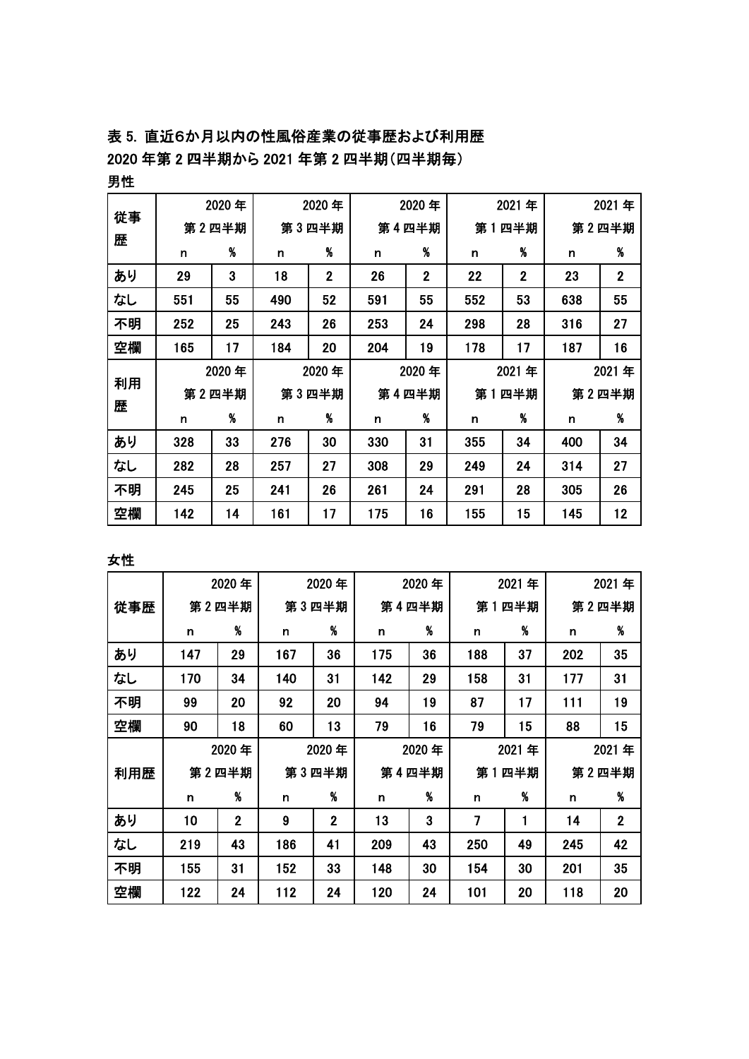### 表 5. 直近6か月以内の性風俗産業の従事歴および利用歴
### 2020 年第 2 四半期から 2021 年第 2 四半期(四半期毎)

男性

| 従事歴 | 2020 年 第 2 四半期 | | 2020 年 第 3 四半期 | | 2020 年 第 4 四半期 | | 2021 年 第 1 四半期 | | 2021 年 第 2 四半期 | |
|---|---|---|---|---|---|---|---|---|---|---|
| | n | % | n | % | n | % | n | % | n | % |
| あり | 29 | 3 | 18 | 2 | 26 | 2 | 22 | 2 | 23 | 2 |
| なし | 551 | 55 | 490 | 52 | 591 | 55 | 552 | 53 | 638 | 55 |
| 不明 | 252 | 25 | 243 | 26 | 253 | 24 | 298 | 28 | 316 | 27 |
| 空欄 | 165 | 17 | 184 | 20 | 204 | 19 | 178 | 17 | 187 | 16 |
| **利用歴** | **2020 年 第 2 四半期** | | **2020 年 第 3 四半期** | | **2020 年 第 4 四半期** | | **2021 年 第 1 四半期** | | **2021 年 第 2 四半期** | |
| | n | % | n | % | n | % | n | % | n | % |
| あり | 328 | 33 | 276 | 30 | 330 | 31 | 355 | 34 | 400 | 34 |
| なし | 282 | 28 | 257 | 27 | 308 | 29 | 249 | 24 | 314 | 27 |
| 不明 | 245 | 25 | 241 | 26 | 261 | 24 | 291 | 28 | 305 | 26 |
| 空欄 | 142 | 14 | 161 | 17 | 175 | 16 | 155 | 15 | 145 | 12 |

女性

| 従事歴 | 2020 年 第 2 四半期 | | 2020 年 第 3 四半期 | | 2020 年 第 4 四半期 | | 2021 年 第 1 四半期 | | 2021 年 第 2 四半期 | |
|---|---|---|---|---|---|---|---|---|---|---|
| | n | % | n | % | n | % | n | % | n | % |
| あり | 147 | 29 | 167 | 36 | 175 | 36 | 188 | 37 | 202 | 35 |
| なし | 170 | 34 | 140 | 31 | 142 | 29 | 158 | 31 | 177 | 31 |
| 不明 | 99 | 20 | 92 | 20 | 94 | 19 | 87 | 17 | 111 | 19 |
| 空欄 | 90 | 18 | 60 | 13 | 79 | 16 | 79 | 15 | 88 | 15 |
| **利用歴** | **2020 年 第 2 四半期** | | **2020 年 第 3 四半期** | | **2020 年 第 4 四半期** | | **2021 年 第 1 四半期** | | **2021 年 第 2 四半期** | |
| | n | % | n | % | n | % | n | % | n | % |
| あり | 10 | 2 | 9 | 2 | 13 | 3 | 7 | 1 | 14 | 2 |
| なし | 219 | 43 | 186 | 41 | 209 | 43 | 250 | 49 | 245 | 42 |
| 不明 | 155 | 31 | 152 | 33 | 148 | 30 | 154 | 30 | 201 | 35 |
| 空欄 | 122 | 24 | 112 | 24 | 120 | 24 | 101 | 20 | 118 | 20 |